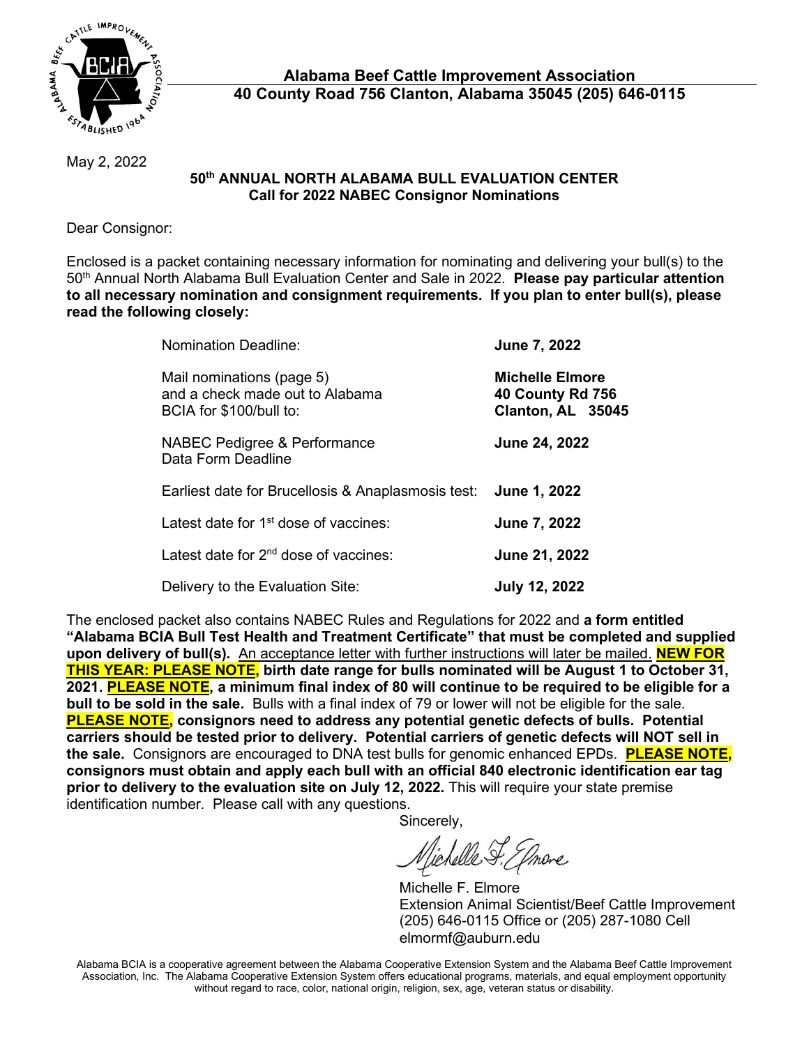# Alabama Beef Cattle Improvement Association

**40 County Road 756 Clanton, Alabama 35045 (205) 646-0115**

May 2, 2022

## 50th ANNUAL NORTH ALABAMA BULL EVALUATION CENTER
## Call for 2022 NABEC Consignor Nominations

Dear Consignor:

Enclosed is a packet containing necessary information for nominating and delivering your bull(s) to the 50th Annual North Alabama Bull Evaluation Center and Sale in 2022. **Please pay particular attention to all necessary nomination and consignment requirements. If you plan to enter bull(s), please read the following closely:**

| | |
|---|---|
| Nomination Deadline: | **June 7, 2022** |
| Mail nominations (page 5) and a check made out to Alabama BCIA for $100/bull to: | **Michelle Elmore**<br>**40 County Rd 756**<br>**Clanton, AL 35045** |
| NABEC Pedigree & Performance Data Form Deadline | **June 24, 2022** |
| Earliest date for Brucellosis & Anaplasmosis test: | **June 1, 2022** |
| Latest date for 1st dose of vaccines: | **June 7, 2022** |
| Latest date for 2nd dose of vaccines: | **June 21, 2022** |
| Delivery to the Evaluation Site: | **July 12, 2022** |

The enclosed packet also contains NABEC Rules and Regulations for 2022 and **a form entitled "Alabama BCIA Bull Test Health and Treatment Certificate" that must be completed and supplied upon delivery of bull(s).** An acceptance letter with further instructions will later be mailed. **NEW FOR THIS YEAR: PLEASE NOTE, birth date range for bulls nominated will be August 1 to October 31, 2021. PLEASE NOTE, a minimum final index of 80 will continue to be required to be eligible for a bull to be sold in the sale.** Bulls with a final index of 79 or lower will not be eligible for the sale. **PLEASE NOTE, consignors need to address any potential genetic defects of bulls. Potential carriers should be tested prior to delivery. Potential carriers of genetic defects will NOT sell in the sale.** Consignors are encouraged to DNA test bulls for genomic enhanced EPDs. **PLEASE NOTE, consignors must obtain and apply each bull with an official 840 electronic identification ear tag prior to delivery to the evaluation site on July 12, 2022.** This will require your state premise identification number. Please call with any questions.

Sincerely,

Michelle F. Elmore
Extension Animal Scientist/Beef Cattle Improvement
(205) 646-0115 Office or (205) 287-1080 Cell
elmormf@auburn.edu

Alabama BCIA is a cooperative agreement between the Alabama Cooperative Extension System and the Alabama Beef Cattle Improvement Association, Inc. The Alabama Cooperative Extension System offers educational programs, materials, and equal employment opportunity without regard to race, color, national origin, religion, sex, age, veteran status or disability.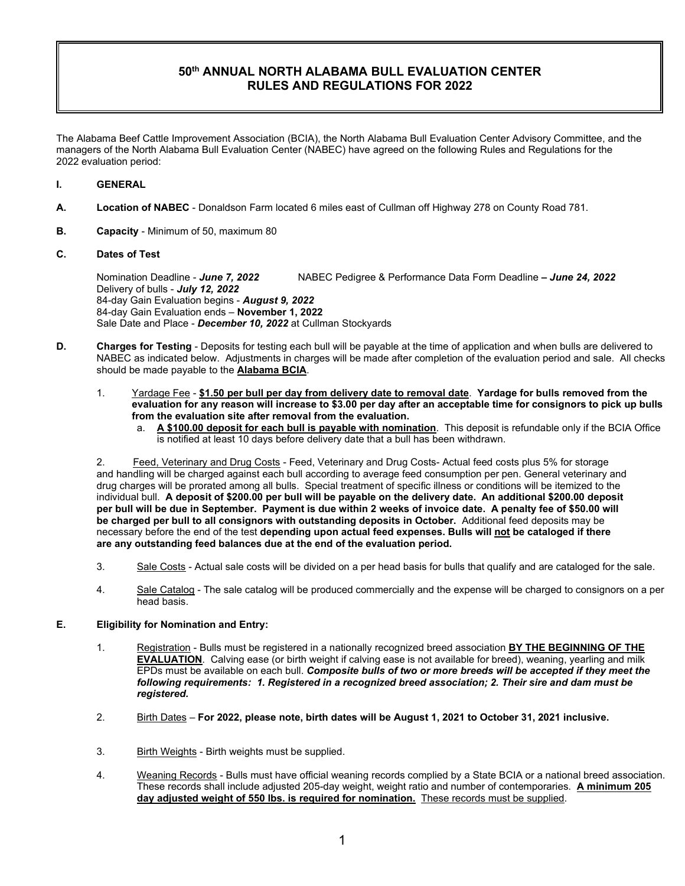# 50th ANNUAL NORTH ALABAMA BULL EVALUATION CENTER RULES AND REGULATIONS FOR 2022

The Alabama Beef Cattle Improvement Association (BCIA), the North Alabama Bull Evaluation Center Advisory Committee, and the managers of the North Alabama Bull Evaluation Center (NABEC) have agreed on the following Rules and Regulations for the 2022 evaluation period:

## I. GENERAL

**A. Location of NABEC** - Donaldson Farm located 6 miles east of Cullman off Highway 278 on County Road 781.

**B. Capacity** - Minimum of 50, maximum 80

**C. Dates of Test**

Nomination Deadline - ***June 7, 2022*** NABEC Pedigree & Performance Data Form Deadline **– *June 24, 2022***
Delivery of bulls - ***July 12, 2022***
84-day Gain Evaluation begins - ***August 9, 2022***
84-day Gain Evaluation ends – **November 1, 2022**
Sale Date and Place - ***December 10, 2022*** at Cullman Stockyards

**D. Charges for Testing** - Deposits for testing each bull will be payable at the time of application and when bulls are delivered to NABEC as indicated below. Adjustments in charges will be made after completion of the evaluation period and sale. All checks should be made payable to the **Alabama BCIA**.

1. Yardage Fee - **$1.50 per bull per day from delivery date to removal date**. **Yardage for bulls removed from the evaluation for any reason will increase to $3.00 per day after an acceptable time for consignors to pick up bulls from the evaluation site after removal from the evaluation.**
   a. **A $100.00 deposit for each bull is payable with nomination**. This deposit is refundable only if the BCIA Office is notified at least 10 days before delivery date that a bull has been withdrawn.

2. Feed, Veterinary and Drug Costs - Feed, Veterinary and Drug Costs- Actual feed costs plus 5% for storage and handling will be charged against each bull according to average feed consumption per pen. General veterinary and drug charges will be prorated among all bulls. Special treatment of specific illness or conditions will be itemized to the individual bull. **A deposit of $200.00 per bull will be payable on the delivery date. An additional $200.00 deposit per bull will be due in September. Payment is due within 2 weeks of invoice date. A penalty fee of $50.00 will be charged per bull to all consignors with outstanding deposits in October.** Additional feed deposits may be necessary before the end of the test **depending upon actual feed expenses. Bulls will not be cataloged if there are any outstanding feed balances due at the end of the evaluation period.**

3. Sale Costs - Actual sale costs will be divided on a per head basis for bulls that qualify and are cataloged for the sale.

4. Sale Catalog - The sale catalog will be produced commercially and the expense will be charged to consignors on a per head basis.

**E. Eligibility for Nomination and Entry:**

1. Registration - Bulls must be registered in a nationally recognized breed association **BY THE BEGINNING OF THE EVALUATION**. Calving ease (or birth weight if calving ease is not available for breed), weaning, yearling and milk EPDs must be available on each bull. ***Composite bulls of two or more breeds will be accepted if they meet the following requirements: 1. Registered in a recognized breed association; 2. Their sire and dam must be registered.***

2. Birth Dates – **For 2022, please note, birth dates will be August 1, 2021 to October 31, 2021 inclusive.**

3. Birth Weights - Birth weights must be supplied.

4. Weaning Records - Bulls must have official weaning records complied by a State BCIA or a national breed association. These records shall include adjusted 205-day weight, weight ratio and number of contemporaries. **A minimum 205 day adjusted weight of 550 lbs. is required for nomination.** These records must be supplied.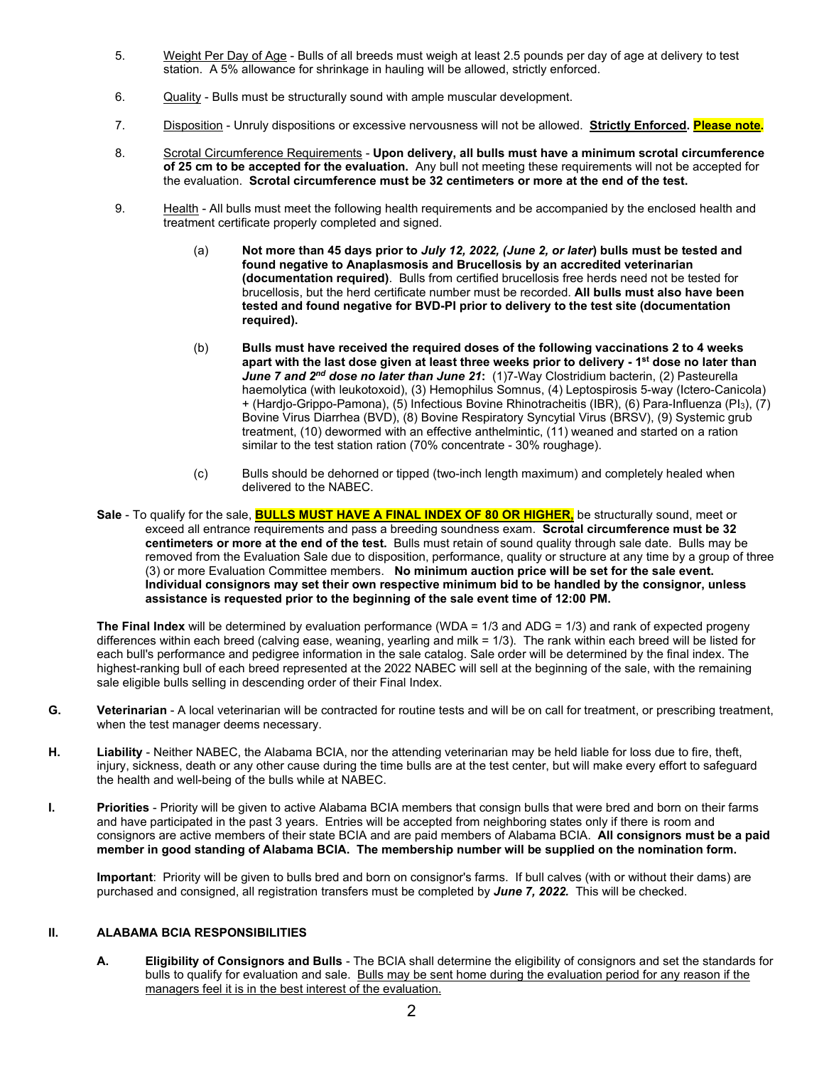5. Weight Per Day of Age - Bulls of all breeds must weigh at least 2.5 pounds per day of age at delivery to test station. A 5% allowance for shrinkage in hauling will be allowed, strictly enforced.

6. Quality - Bulls must be structurally sound with ample muscular development.

7. Disposition - Unruly dispositions or excessive nervousness will not be allowed. **Strictly Enforced. Please note.**

8. Scrotal Circumference Requirements - **Upon delivery, all bulls must have a minimum scrotal circumference of 25 cm to be accepted for the evaluation.** Any bull not meeting these requirements will not be accepted for the evaluation. **Scrotal circumference must be 32 centimeters or more at the end of the test.**

9. Health - All bulls must meet the following health requirements and be accompanied by the enclosed health and treatment certificate properly completed and signed.

   (a) **Not more than 45 days prior to *July 12, 2022, (June 2, or later*) bulls must be tested and found negative to Anaplasmosis and Brucellosis by an accredited veterinarian (documentation required)**. Bulls from certified brucellosis free herds need not be tested for brucellosis, but the herd certificate number must be recorded. **All bulls must also have been tested and found negative for BVD-PI prior to delivery to the test site (documentation required).**

   (b) **Bulls must have received the required doses of the following vaccinations 2 to 4 weeks apart with the last dose given at least three weeks prior to delivery - 1st dose no later than *June 7 and 2nd dose no later than June 21*:** (1)7-Way Clostridium bacterin, (2) Pasteurella haemolytica (with leukotoxoid), (3) Hemophilus Somnus, (4) Leptospirosis 5-way (Ictero-Canicola) + (Hardjo-Grippo-Pamona), (5) Infectious Bovine Rhinotracheitis (IBR), (6) Para-Influenza ($PI_3$), (7) Bovine Virus Diarrhea (BVD), (8) Bovine Respiratory Syncytial Virus (BRSV), (9) Systemic grub treatment, (10) dewormed with an effective anthelmintic, (11) weaned and started on a ration similar to the test station ration (70% concentrate - 30% roughage).

   (c) Bulls should be dehorned or tipped (two-inch length maximum) and completely healed when delivered to the NABEC.

**Sale** - To qualify for the sale, **BULLS MUST HAVE A FINAL INDEX OF 80 OR HIGHER,** be structurally sound, meet or exceed all entrance requirements and pass a breeding soundness exam. **Scrotal circumference must be 32 centimeters or more at the end of the test.** Bulls must retain of sound quality through sale date. Bulls may be removed from the Evaluation Sale due to disposition, performance, quality or structure at any time by a group of three (3) or more Evaluation Committee members. **No minimum auction price will be set for the sale event. Individual consignors may set their own respective minimum bid to be handled by the consignor, unless assistance is requested prior to the beginning of the sale event time of 12:00 PM.**

**The Final Index** will be determined by evaluation performance (WDA = 1/3 and ADG = 1/3) and rank of expected progeny differences within each breed (calving ease, weaning, yearling and milk = 1/3). The rank within each breed will be listed for each bull's performance and pedigree information in the sale catalog. Sale order will be determined by the final index. The highest-ranking bull of each breed represented at the 2022 NABEC will sell at the beginning of the sale, with the remaining sale eligible bulls selling in descending order of their Final Index.

**G. Veterinarian** - A local veterinarian will be contracted for routine tests and will be on call for treatment, or prescribing treatment, when the test manager deems necessary.

**H. Liability** - Neither NABEC, the Alabama BCIA, nor the attending veterinarian may be held liable for loss due to fire, theft, injury, sickness, death or any other cause during the time bulls are at the test center, but will make every effort to safeguard the health and well-being of the bulls while at NABEC.

**I. Priorities** - Priority will be given to active Alabama BCIA members that consign bulls that were bred and born on their farms and have participated in the past 3 years. Entries will be accepted from neighboring states only if there is room and consignors are active members of their state BCIA and are paid members of Alabama BCIA. **All consignors must be a paid member in good standing of Alabama BCIA. The membership number will be supplied on the nomination form.**

**Important**: Priority will be given to bulls bred and born on consignor's farms. If bull calves (with or without their dams) are purchased and consigned, all registration transfers must be completed by ***June 7, 2022.*** This will be checked.

## II. ALABAMA BCIA RESPONSIBILITIES

**A. Eligibility of Consignors and Bulls** - The BCIA shall determine the eligibility of consignors and set the standards for bulls to qualify for evaluation and sale. Bulls may be sent home during the evaluation period for any reason if the managers feel it is in the best interest of the evaluation.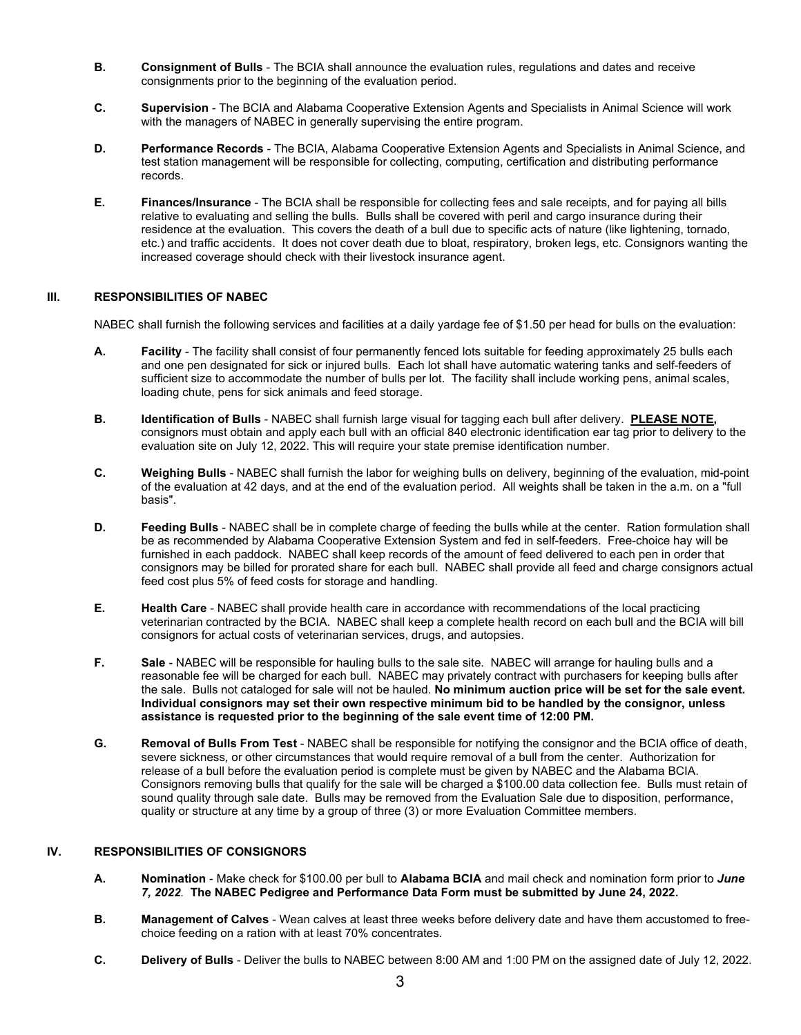**B.** **Consignment of Bulls** - The BCIA shall announce the evaluation rules, regulations and dates and receive consignments prior to the beginning of the evaluation period.

**C.** **Supervision** - The BCIA and Alabama Cooperative Extension Agents and Specialists in Animal Science will work with the managers of NABEC in generally supervising the entire program.

**D.** **Performance Records** - The BCIA, Alabama Cooperative Extension Agents and Specialists in Animal Science, and test station management will be responsible for collecting, computing, certification and distributing performance records.

**E.** **Finances/Insurance** - The BCIA shall be responsible for collecting fees and sale receipts, and for paying all bills relative to evaluating and selling the bulls. Bulls shall be covered with peril and cargo insurance during their residence at the evaluation. This covers the death of a bull due to specific acts of nature (like lightening, tornado, etc.) and traffic accidents. It does not cover death due to bloat, respiratory, broken legs, etc. Consignors wanting the increased coverage should check with their livestock insurance agent.

## III. RESPONSIBILITIES OF NABEC

NABEC shall furnish the following services and facilities at a daily yardage fee of $1.50 per head for bulls on the evaluation:

**A.** **Facility** - The facility shall consist of four permanently fenced lots suitable for feeding approximately 25 bulls each and one pen designated for sick or injured bulls. Each lot shall have automatic watering tanks and self-feeders of sufficient size to accommodate the number of bulls per lot. The facility shall include working pens, animal scales, loading chute, pens for sick animals and feed storage.

**B.** **Identification of Bulls** - NABEC shall furnish large visual for tagging each bull after delivery. **PLEASE NOTE,** consignors must obtain and apply each bull with an official 840 electronic identification ear tag prior to delivery to the evaluation site on July 12, 2022. This will require your state premise identification number.

**C.** **Weighing Bulls** - NABEC shall furnish the labor for weighing bulls on delivery, beginning of the evaluation, mid-point of the evaluation at 42 days, and at the end of the evaluation period. All weights shall be taken in the a.m. on a "full basis".

**D.** **Feeding Bulls** - NABEC shall be in complete charge of feeding the bulls while at the center. Ration formulation shall be as recommended by Alabama Cooperative Extension System and fed in self-feeders. Free-choice hay will be furnished in each paddock. NABEC shall keep records of the amount of feed delivered to each pen in order that consignors may be billed for prorated share for each bull. NABEC shall provide all feed and charge consignors actual feed cost plus 5% of feed costs for storage and handling.

**E.** **Health Care** - NABEC shall provide health care in accordance with recommendations of the local practicing veterinarian contracted by the BCIA. NABEC shall keep a complete health record on each bull and the BCIA will bill consignors for actual costs of veterinarian services, drugs, and autopsies.

**F.** **Sale** - NABEC will be responsible for hauling bulls to the sale site. NABEC will arrange for hauling bulls and a reasonable fee will be charged for each bull. NABEC may privately contract with purchasers for keeping bulls after the sale. Bulls not cataloged for sale will not be hauled. **No minimum auction price will be set for the sale event. Individual consignors may set their own respective minimum bid to be handled by the consignor, unless assistance is requested prior to the beginning of the sale event time of 12:00 PM.**

**G.** **Removal of Bulls From Test** - NABEC shall be responsible for notifying the consignor and the BCIA office of death, severe sickness, or other circumstances that would require removal of a bull from the center. Authorization for release of a bull before the evaluation period is complete must be given by NABEC and the Alabama BCIA. Consignors removing bulls that qualify for the sale will be charged a $100.00 data collection fee. Bulls must retain of sound quality through sale date. Bulls may be removed from the Evaluation Sale due to disposition, performance, quality or structure at any time by a group of three (3) or more Evaluation Committee members.

## IV. RESPONSIBILITIES OF CONSIGNORS

**A.** **Nomination** - Make check for $100.00 per bull to **Alabama BCIA** and mail check and nomination form prior to ***June 7, 2022.*** **The NABEC Pedigree and Performance Data Form must be submitted by June 24, 2022.**

**B.** **Management of Calves** - Wean calves at least three weeks before delivery date and have them accustomed to free-choice feeding on a ration with at least 70% concentrates.

**C.** **Delivery of Bulls** - Deliver the bulls to NABEC between 8:00 AM and 1:00 PM on the assigned date of July 12, 2022.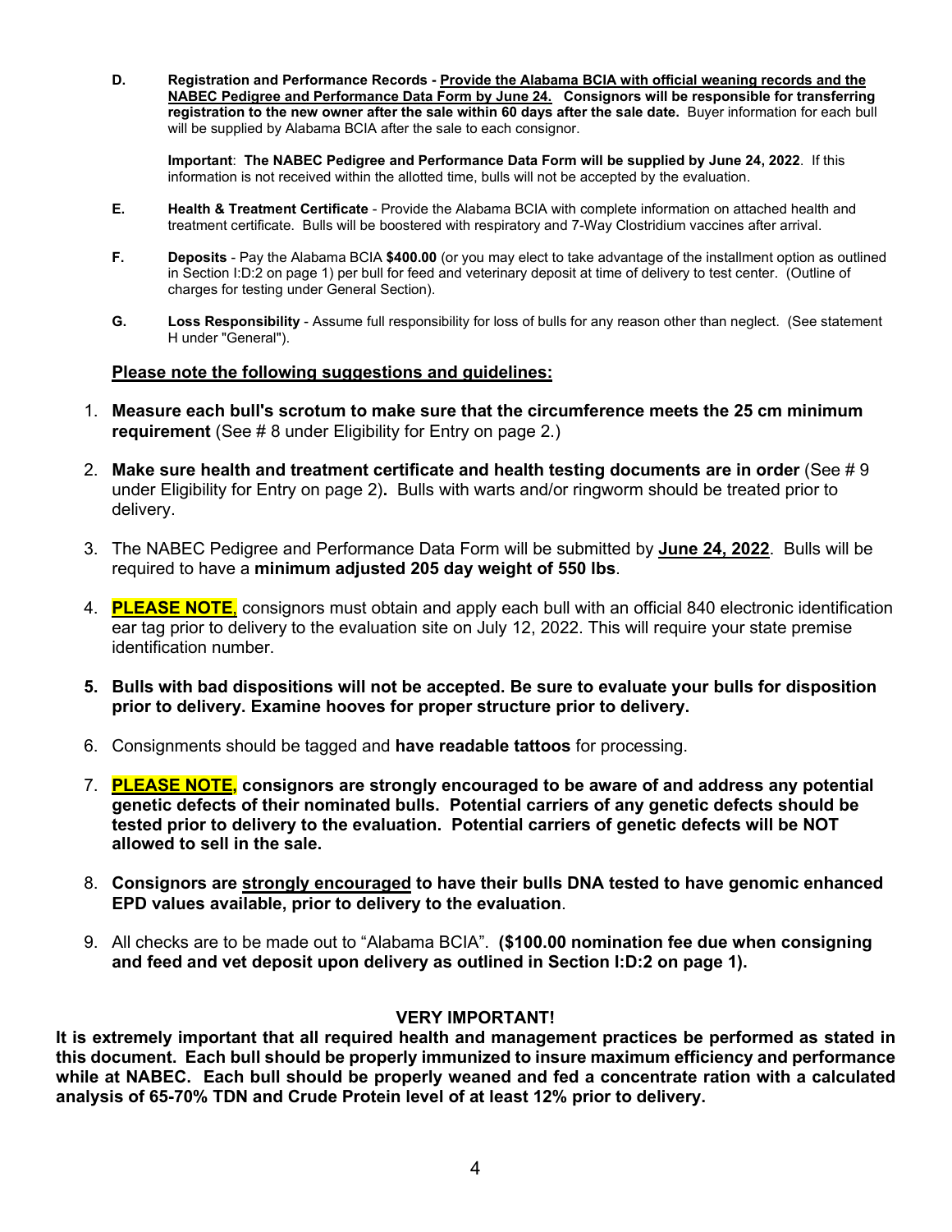**D.** **Registration and Performance Records - <u>Provide the Alabama BCIA with official weaning records and the NABEC Pedigree and Performance Data Form by June 24.</u> Consignors will be responsible for transferring registration to the new owner after the sale within 60 days after the sale date.** Buyer information for each bull will be supplied by Alabama BCIA after the sale to each consignor.

**Important**: **The NABEC Pedigree and Performance Data Form will be supplied by June 24, 2022**. If this information is not received within the allotted time, bulls will not be accepted by the evaluation.

**E.** **Health & Treatment Certificate** - Provide the Alabama BCIA with complete information on attached health and treatment certificate. Bulls will be boostered with respiratory and 7-Way Clostridium vaccines after arrival.

**F.** **Deposits** - Pay the Alabama BCIA **$400.00** (or you may elect to take advantage of the installment option as outlined in Section I:D:2 on page 1) per bull for feed and veterinary deposit at time of delivery to test center. (Outline of charges for testing under General Section).

**G.** **Loss Responsibility** - Assume full responsibility for loss of bulls for any reason other than neglect. (See statement H under "General").

**<u>Please note the following suggestions and guidelines:</u>**

1. **Measure each bull's scrotum to make sure that the circumference meets the 25 cm minimum requirement** (See # 8 under Eligibility for Entry on page 2.)
2. **Make sure health and treatment certificate and health testing documents are in order** (See # 9 under Eligibility for Entry on page 2)**.** Bulls with warts and/or ringworm should be treated prior to delivery.
3. The NABEC Pedigree and Performance Data Form will be submitted by **<u>June 24, 2022</u>**. Bulls will be required to have a **minimum adjusted 205 day weight of 550 lbs**.
4. **<u>PLEASE NOTE</u>**, consignors must obtain and apply each bull with an official 840 electronic identification ear tag prior to delivery to the evaluation site on July 12, 2022. This will require your state premise identification number.
5. **Bulls with bad dispositions will not be accepted. Be sure to evaluate your bulls for disposition prior to delivery. Examine hooves for proper structure prior to delivery.**
6. Consignments should be tagged and **have readable tattoos** for processing.
7. **<u>PLEASE NOTE,</u> consignors are strongly encouraged to be aware of and address any potential genetic defects of their nominated bulls. Potential carriers of any genetic defects should be tested prior to delivery to the evaluation. Potential carriers of genetic defects will be NOT allowed to sell in the sale.**
8. **Consignors are <u>strongly encouraged</u> to have their bulls DNA tested to have genomic enhanced EPD values available, prior to delivery to the evaluation**.
9. All checks are to be made out to "Alabama BCIA". **($100.00 nomination fee due when consigning and feed and vet deposit upon delivery as outlined in Section I:D:2 on page 1).**

**VERY IMPORTANT!**

**It is extremely important that all required health and management practices be performed as stated in this document. Each bull should be properly immunized to insure maximum efficiency and performance while at NABEC. Each bull should be properly weaned and fed a concentrate ration with a calculated analysis of 65-70% TDN and Crude Protein level of at least 12% prior to delivery.**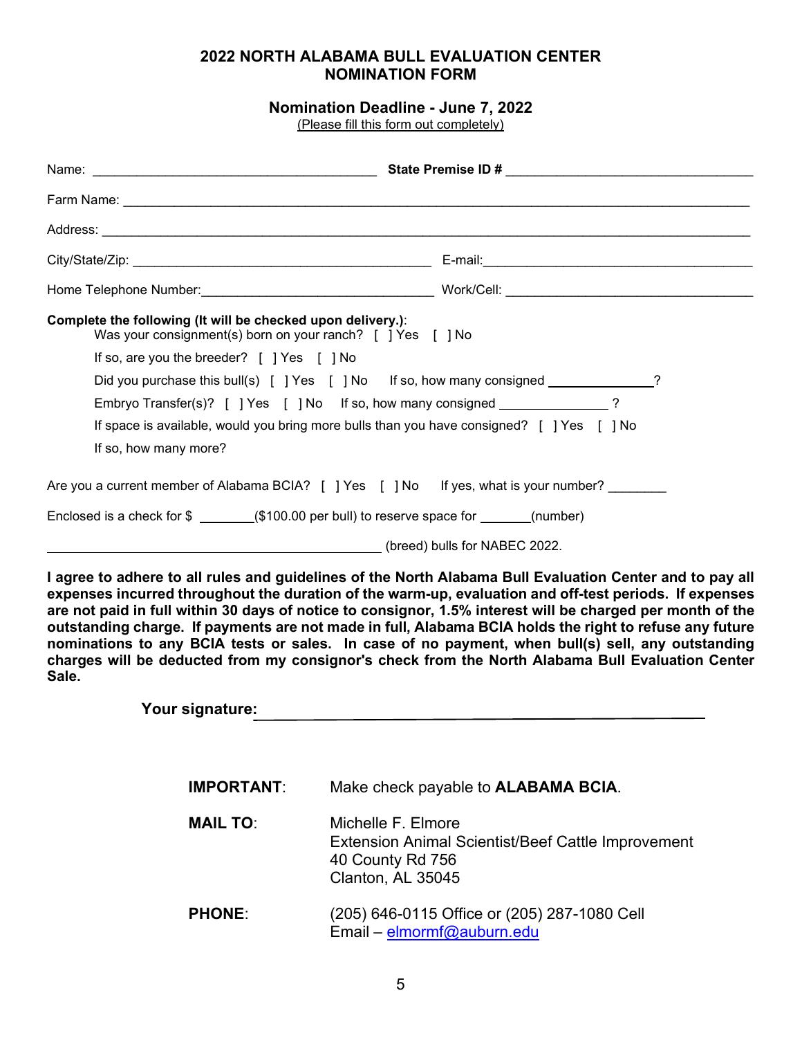## 2022 NORTH ALABAMA BULL EVALUATION CENTER NOMINATION FORM

**Nomination Deadline - June 7, 2022**

(Please fill this form out completely)

Name: ______________________________________ **State Premise ID #** ________________________________

Farm Name: ______________________________________________________________________________

Address: ________________________________________________________________________________

City/State/Zip: ________________________________________ E-mail: ____________________________________

Home Telephone Number: ______________________________ Work/Cell: ________________________________

**Complete the following (It will be checked upon delivery.)**:

Was your consignment(s) born on your ranch? [ ] Yes [ ] No

If so, are you the breeder? [ ] Yes [ ] No

Did you purchase this bull(s) [ ] Yes [ ] No If so, how many consigned ______________?

Embryo Transfer(s)? [ ] Yes [ ] No If so, how many consigned ______________ ?

If space is available, would you bring more bulls than you have consigned? [ ] Yes [ ] No

If so, how many more?

Are you a current member of Alabama BCIA? [ ] Yes [ ] No If yes, what is your number? ________

Enclosed is a check for $ ________($100.00 per bull) to reserve space for _______(number)

_____________________________________________ (breed) bulls for NABEC 2022.

**I agree to adhere to all rules and guidelines of the North Alabama Bull Evaluation Center and to pay all expenses incurred throughout the duration of the warm-up, evaluation and off-test periods. If expenses are not paid in full within 30 days of notice to consignor, 1.5% interest will be charged per month of the outstanding charge. If payments are not made in full, Alabama BCIA holds the right to refuse any future nominations to any BCIA tests or sales. In case of no payment, when bull(s) sell, any outstanding charges will be deducted from my consignor's check from the North Alabama Bull Evaluation Center Sale.**

**Your signature:** ____________________________________________

**IMPORTANT**: Make check payable to **ALABAMA BCIA**.

**MAIL TO**: Michelle F. Elmore
Extension Animal Scientist/Beef Cattle Improvement
40 County Rd 756
Clanton, AL 35045

**PHONE**: (205) 646-0115 Office or (205) 287-1080 Cell
Email – elmormf@auburn.edu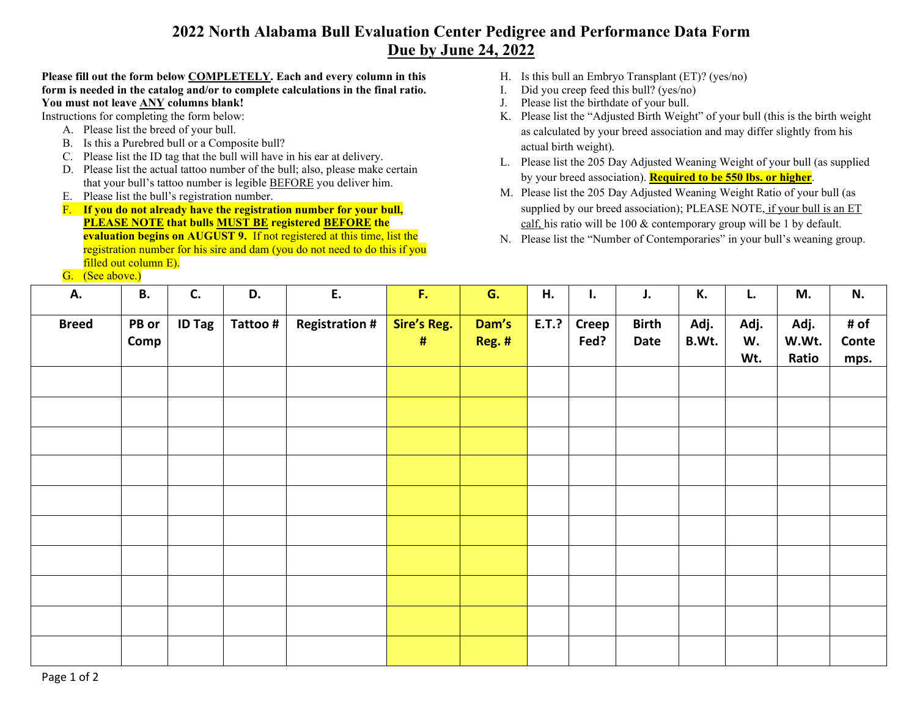# 2022 North Alabama Bull Evaluation Center Pedigree and Performance Data Form
## Due by June 24, 2022

**Please fill out the form below COMPLETELY. Each and every column in this form is needed in the catalog and/or to complete calculations in the final ratio. You must not leave ANY columns blank!**

Instructions for completing the form below:

A. Please list the breed of your bull.
B. Is this a Purebred bull or a Composite bull?
C. Please list the ID tag that the bull will have in his ear at delivery.
D. Please list the actual tattoo number of the bull; also, please make certain that your bull's tattoo number is legible BEFORE you deliver him.
E. Please list the bull's registration number.
F. **If you do not already have the registration number for your bull, PLEASE NOTE that bulls MUST BE registered BEFORE the evaluation begins on AUGUST 9.** If not registered at this time, list the registration number for his sire and dam (you do not need to do this if you filled out column E).
G. (See above.)
H. Is this bull an Embryo Transplant (ET)? (yes/no)
I. Did you creep feed this bull? (yes/no)
J. Please list the birthdate of your bull.
K. Please list the "Adjusted Birth Weight" of your bull (this is the birth weight as calculated by your breed association and may differ slightly from his actual birth weight).
L. Please list the 205 Day Adjusted Weaning Weight of your bull (as supplied by your breed association). **Required to be 550 lbs. or higher**.
M. Please list the 205 Day Adjusted Weaning Weight Ratio of your bull (as supplied by our breed association); PLEASE NOTE, if your bull is an ET calf, his ratio will be 100 & contemporary group will be 1 by default.
N. Please list the "Number of Contemporaries" in your bull's weaning group.

| A. | B. | C. | D. | E. | F. | G. | H. | I. | J. | K. | L. | M. | N. |
|---|---|---|---|---|---|---|---|---|---|---|---|---|---|
| Breed | PB or Comp | ID Tag | Tattoo # | Registration # | Sire's Reg. # | Dam's Reg. # | E.T.? | Creep Fed? | Birth Date | Adj. B.Wt. | Adj. W. Wt. | Adj. W.Wt. Ratio | # of Contemps. |
| | | | | | | | | | | | | | |
| | | | | | | | | | | | | | |
| | | | | | | | | | | | | | |
| | | | | | | | | | | | | | |
| | | | | | | | | | | | | | |
| | | | | | | | | | | | | | |
| | | | | | | | | | | | | | |
| | | | | | | | | | | | | | |
| | | | | | | | | | | | | | |
| | | | | | | | | | | | | | |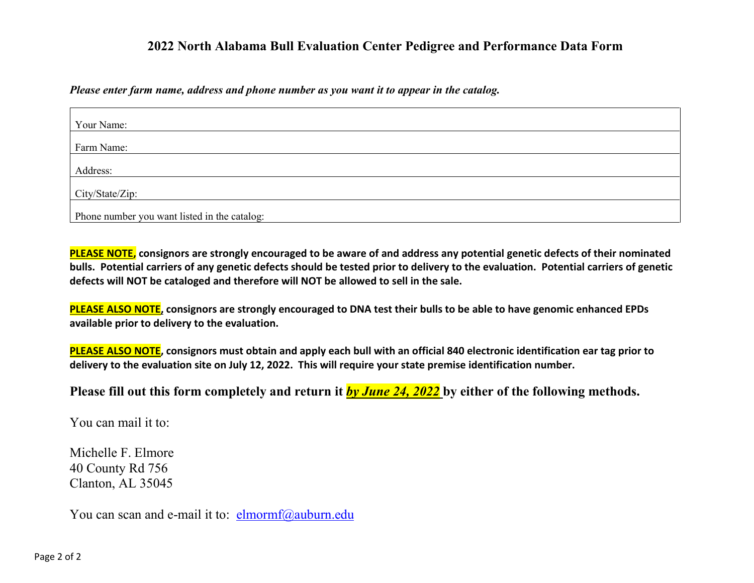## 2022 North Alabama Bull Evaluation Center Pedigree and Performance Data Form

***Please enter farm name, address and phone number as you want it to appear in the catalog.***

| |
|---|
| Your Name: |
| Farm Name: |
| Address: |
| City/State/Zip: |
| Phone number you want listed in the catalog: |

**PLEASE NOTE, consignors are strongly encouraged to be aware of and address any potential genetic defects of their nominated bulls. Potential carriers of any genetic defects should be tested prior to delivery to the evaluation. Potential carriers of genetic defects will NOT be cataloged and therefore will NOT be allowed to sell in the sale.**

**PLEASE ALSO NOTE, consignors are strongly encouraged to DNA test their bulls to be able to have genomic enhanced EPDs available prior to delivery to the evaluation.**

**PLEASE ALSO NOTE, consignors must obtain and apply each bull with an official 840 electronic identification ear tag prior to delivery to the evaluation site on July 12, 2022. This will require your state premise identification number.**

**Please fill out this form completely and return it *by June 24, 2022* by either of the following methods.**

You can mail it to:

Michelle F. Elmore
40 County Rd 756
Clanton, AL 35045

You can scan and e-mail it to: elmormf@auburn.edu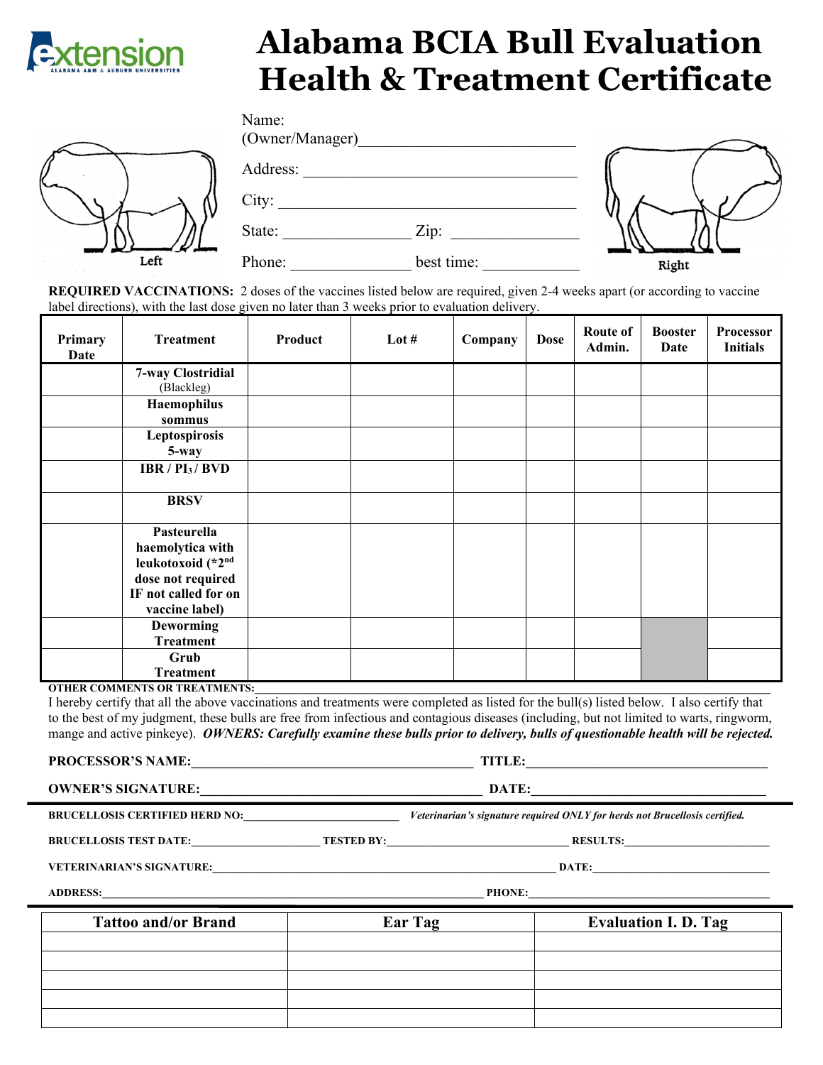# Alabama BCIA Bull Evaluation Health & Treatment Certificate

Left

Right

Name: (Owner/Manager)\_\_\_\_\_\_\_\_\_\_\_\_\_\_\_\_\_\_\_\_\_\_\_\_\_\_

Address: \_\_\_\_\_\_\_\_\_\_\_\_\_\_\_\_\_\_\_\_\_\_\_\_\_\_\_\_\_\_\_\_\_\_

City: \_\_\_\_\_\_\_\_\_\_\_\_\_\_\_\_\_\_\_\_\_\_\_\_\_\_\_\_\_\_\_\_\_\_\_\_\_

State: \_\_\_\_\_\_\_\_\_\_\_\_\_\_\_ Zip: \_\_\_\_\_\_\_\_\_\_\_\_\_\_\_\_

Phone: \_\_\_\_\_\_\_\_\_\_\_\_\_\_ best time: \_\_\_\_\_\_\_\_\_\_\_\_

**REQUIRED VACCINATIONS:** 2 doses of the vaccines listed below are required, given 2-4 weeks apart (or according to vaccine label directions), with the last dose given no later than 3 weeks prior to evaluation delivery.

| Primary Date | Treatment | Product | Lot # | Company | Dose | Route of Admin. | Booster Date | Processor Initials |
|---|---|---|---|---|---|---|---|---|
| | **7-way Clostridial** (Blackleg) | | | | | | | |
| | **Haemophilus sommus** | | | | | | | |
| | **Leptospirosis 5-way** | | | | | | | |
| | **IBR / $PI_3$ / BVD** | | | | | | | |
| | **BRSV** | | | | | | | |
| | **Pasteurella haemolytica with leukotoxoid (*2nd dose not required IF not called for on vaccine label)** | | | | | | | |
| | **Deworming Treatment** | | | | | | | |
| | **Grub Treatment** | | | | | | | |

**OTHER COMMENTS OR TREATMENTS:**\_\_\_\_\_\_\_\_\_\_\_\_\_\_\_\_\_\_\_\_\_\_\_\_\_\_\_\_\_\_\_\_\_\_\_\_\_\_\_\_

I hereby certify that all the above vaccinations and treatments were completed as listed for the bull(s) listed below. I also certify that to the best of my judgment, these bulls are free from infectious and contagious diseases (including, but not limited to warts, ringworm, mange and active pinkeye). ***OWNERS: Carefully examine these bulls prior to delivery, bulls of questionable health will be rejected.***

**PROCESSOR'S NAME:**\_\_\_\_\_\_\_\_\_\_\_\_\_\_\_\_\_\_\_\_\_\_\_\_\_\_\_\_\_\_\_\_\_\_\_\_\_\_\_\_ **TITLE:**\_\_\_\_\_\_\_\_\_\_\_\_\_\_\_\_\_\_\_\_\_\_\_\_\_\_\_\_\_\_\_\_\_\_\_

**OWNER'S SIGNATURE:**\_\_\_\_\_\_\_\_\_\_\_\_\_\_\_\_\_\_\_\_\_\_\_\_\_\_\_\_\_\_\_\_\_\_\_\_\_\_\_ **DATE:**\_\_\_\_\_\_\_\_\_\_\_\_\_\_\_\_\_\_\_\_\_\_\_\_\_\_\_\_\_\_\_\_\_

**BRUCELLOSIS CERTIFIED HERD NO:**\_\_\_\_\_\_\_\_\_\_\_\_\_\_\_\_\_\_\_\_\_\_\_\_\_\_\_ ***Veterinarian's signature required ONLY for herds not Brucellosis certified.***

**BRUCELLOSIS TEST DATE:**\_\_\_\_\_\_\_\_\_\_\_\_\_\_\_\_\_\_\_\_\_\_ **TESTED BY:**\_\_\_\_\_\_\_\_\_\_\_\_\_\_\_\_\_\_\_\_\_\_\_\_\_\_\_\_\_\_\_ **RESULTS:**\_\_\_\_\_\_\_\_\_\_\_\_\_\_\_\_\_\_\_\_\_\_\_\_\_

**VETERINARIAN'S SIGNATURE:**\_\_\_\_\_\_\_\_\_\_\_\_\_\_\_\_\_\_\_\_\_\_\_\_\_\_\_\_\_\_\_\_\_\_\_\_\_\_\_\_\_\_\_\_\_\_\_\_\_\_\_\_\_\_\_\_\_\_\_\_\_ **DATE:**\_\_\_\_\_\_\_\_\_\_\_\_\_\_\_\_\_\_\_\_\_\_\_\_\_\_\_\_\_\_

**ADDRESS:**\_\_\_\_\_\_\_\_\_\_\_\_\_\_\_\_\_\_\_\_\_\_\_\_\_\_\_\_\_\_\_\_\_\_\_\_\_\_\_\_\_\_\_\_\_\_\_\_\_\_\_\_\_\_\_\_\_\_\_\_\_\_\_\_ **PHONE:**\_\_\_\_\_\_\_\_\_\_\_\_\_\_\_\_\_\_\_\_\_\_\_\_\_\_\_\_\_\_\_\_\_\_\_\_\_\_\_

| Tattoo and/or Brand | Ear Tag | Evaluation I. D. Tag |
|---|---|---|
| | | |
| | | |
| | | |
| | | |
| | | |